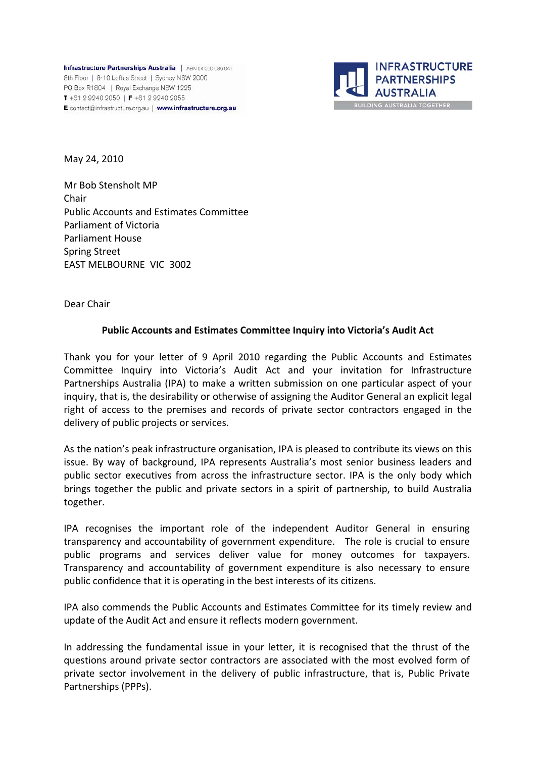**Infrastructure Partnerships Australia** | ABN 54 050 036 041
8th Floor | 8-10 Loftus Street | Sydney NSW 2000
PO Box R1804 | Royal Exchange NSW 1225
**T** +61 2 9240 2050 | **F** +61 2 9240 2055
**E** contact@infrastructure.org.au | **www.infrastructure.org.au**

INFRASTRUCTURE PARTNERSHIPS AUSTRALIA
BUILDING AUSTRALIA TOGETHER

May 24, 2010

Mr Bob Stensholt MP
Chair
Public Accounts and Estimates Committee
Parliament of Victoria
Parliament House
Spring Street
EAST MELBOURNE VIC 3002

Dear Chair

**Public Accounts and Estimates Committee Inquiry into Victoria's Audit Act**

Thank you for your letter of 9 April 2010 regarding the Public Accounts and Estimates Committee Inquiry into Victoria's Audit Act and your invitation for Infrastructure Partnerships Australia (IPA) to make a written submission on one particular aspect of your inquiry, that is, the desirability or otherwise of assigning the Auditor General an explicit legal right of access to the premises and records of private sector contractors engaged in the delivery of public projects or services.

As the nation's peak infrastructure organisation, IPA is pleased to contribute its views on this issue. By way of background, IPA represents Australia's most senior business leaders and public sector executives from across the infrastructure sector. IPA is the only body which brings together the public and private sectors in a spirit of partnership, to build Australia together.

IPA recognises the important role of the independent Auditor General in ensuring transparency and accountability of government expenditure. The role is crucial to ensure public programs and services deliver value for money outcomes for taxpayers. Transparency and accountability of government expenditure is also necessary to ensure public confidence that it is operating in the best interests of its citizens.

IPA also commends the Public Accounts and Estimates Committee for its timely review and update of the Audit Act and ensure it reflects modern government.

In addressing the fundamental issue in your letter, it is recognised that the thrust of the questions around private sector contractors are associated with the most evolved form of private sector involvement in the delivery of public infrastructure, that is, Public Private Partnerships (PPPs).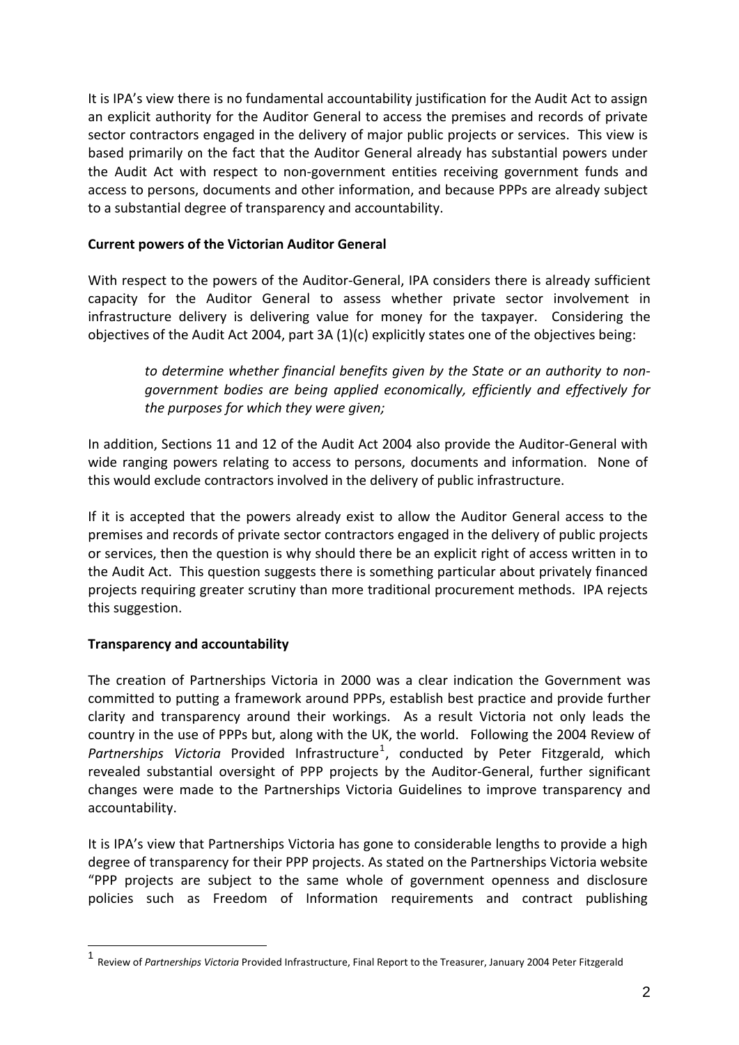It is IPA's view there is no fundamental accountability justification for the Audit Act to assign an explicit authority for the Auditor General to access the premises and records of private sector contractors engaged in the delivery of major public projects or services. This view is based primarily on the fact that the Auditor General already has substantial powers under the Audit Act with respect to non-government entities receiving government funds and access to persons, documents and other information, and because PPPs are already subject to a substantial degree of transparency and accountability.

**Current powers of the Victorian Auditor General**

With respect to the powers of the Auditor-General, IPA considers there is already sufficient capacity for the Auditor General to assess whether private sector involvement in infrastructure delivery is delivering value for money for the taxpayer. Considering the objectives of the Audit Act 2004, part 3A (1)(c) explicitly states one of the objectives being:

> *to determine whether financial benefits given by the State or an authority to non-government bodies are being applied economically, efficiently and effectively for the purposes for which they were given;*

In addition, Sections 11 and 12 of the Audit Act 2004 also provide the Auditor-General with wide ranging powers relating to access to persons, documents and information. None of this would exclude contractors involved in the delivery of public infrastructure.

If it is accepted that the powers already exist to allow the Auditor General access to the premises and records of private sector contractors engaged in the delivery of public projects or services, then the question is why should there be an explicit right of access written in to the Audit Act. This question suggests there is something particular about privately financed projects requiring greater scrutiny than more traditional procurement methods. IPA rejects this suggestion.

**Transparency and accountability**

The creation of Partnerships Victoria in 2000 was a clear indication the Government was committed to putting a framework around PPPs, establish best practice and provide further clarity and transparency around their workings. As a result Victoria not only leads the country in the use of PPPs but, along with the UK, the world. Following the 2004 Review of *Partnerships Victoria* Provided Infrastructure[1], conducted by Peter Fitzgerald, which revealed substantial oversight of PPP projects by the Auditor-General, further significant changes were made to the Partnerships Victoria Guidelines to improve transparency and accountability.

It is IPA's view that Partnerships Victoria has gone to considerable lengths to provide a high degree of transparency for their PPP projects. As stated on the Partnerships Victoria website "PPP projects are subject to the same whole of government openness and disclosure policies such as Freedom of Information requirements and contract publishing

---

[1] Review of *Partnerships Victoria* Provided Infrastructure, Final Report to the Treasurer, January 2004 Peter Fitzgerald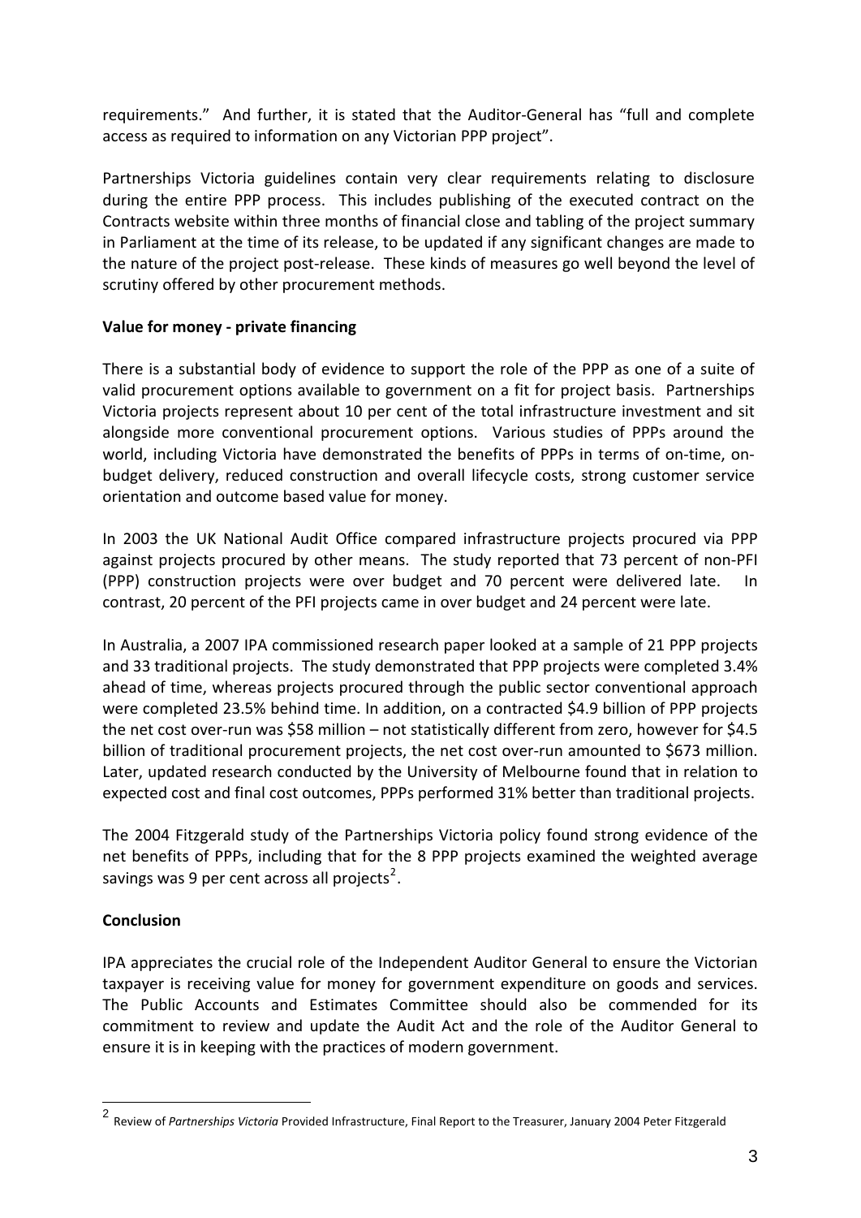requirements." And further, it is stated that the Auditor-General has "full and complete access as required to information on any Victorian PPP project".

Partnerships Victoria guidelines contain very clear requirements relating to disclosure during the entire PPP process. This includes publishing of the executed contract on the Contracts website within three months of financial close and tabling of the project summary in Parliament at the time of its release, to be updated if any significant changes are made to the nature of the project post-release. These kinds of measures go well beyond the level of scrutiny offered by other procurement methods.

**Value for money - private financing**

There is a substantial body of evidence to support the role of the PPP as one of a suite of valid procurement options available to government on a fit for project basis. Partnerships Victoria projects represent about 10 per cent of the total infrastructure investment and sit alongside more conventional procurement options. Various studies of PPPs around the world, including Victoria have demonstrated the benefits of PPPs in terms of on-time, on-budget delivery, reduced construction and overall lifecycle costs, strong customer service orientation and outcome based value for money.

In 2003 the UK National Audit Office compared infrastructure projects procured via PPP against projects procured by other means. The study reported that 73 percent of non-PFI (PPP) construction projects were over budget and 70 percent were delivered late. In contrast, 20 percent of the PFI projects came in over budget and 24 percent were late.

In Australia, a 2007 IPA commissioned research paper looked at a sample of 21 PPP projects and 33 traditional projects. The study demonstrated that PPP projects were completed 3.4% ahead of time, whereas projects procured through the public sector conventional approach were completed 23.5% behind time. In addition, on a contracted $4.9 billion of PPP projects the net cost over-run was $58 million – not statistically different from zero, however for $4.5 billion of traditional procurement projects, the net cost over-run amounted to $673 million. Later, updated research conducted by the University of Melbourne found that in relation to expected cost and final cost outcomes, PPPs performed 31% better than traditional projects.

The 2004 Fitzgerald study of the Partnerships Victoria policy found strong evidence of the net benefits of PPPs, including that for the 8 PPP projects examined the weighted average savings was 9 per cent across all projects[2].

**Conclusion**

IPA appreciates the crucial role of the Independent Auditor General to ensure the Victorian taxpayer is receiving value for money for government expenditure on goods and services. The Public Accounts and Estimates Committee should also be commended for its commitment to review and update the Audit Act and the role of the Auditor General to ensure it is in keeping with the practices of modern government.

---

[2] Review of *Partnerships Victoria* Provided Infrastructure, Final Report to the Treasurer, January 2004 Peter Fitzgerald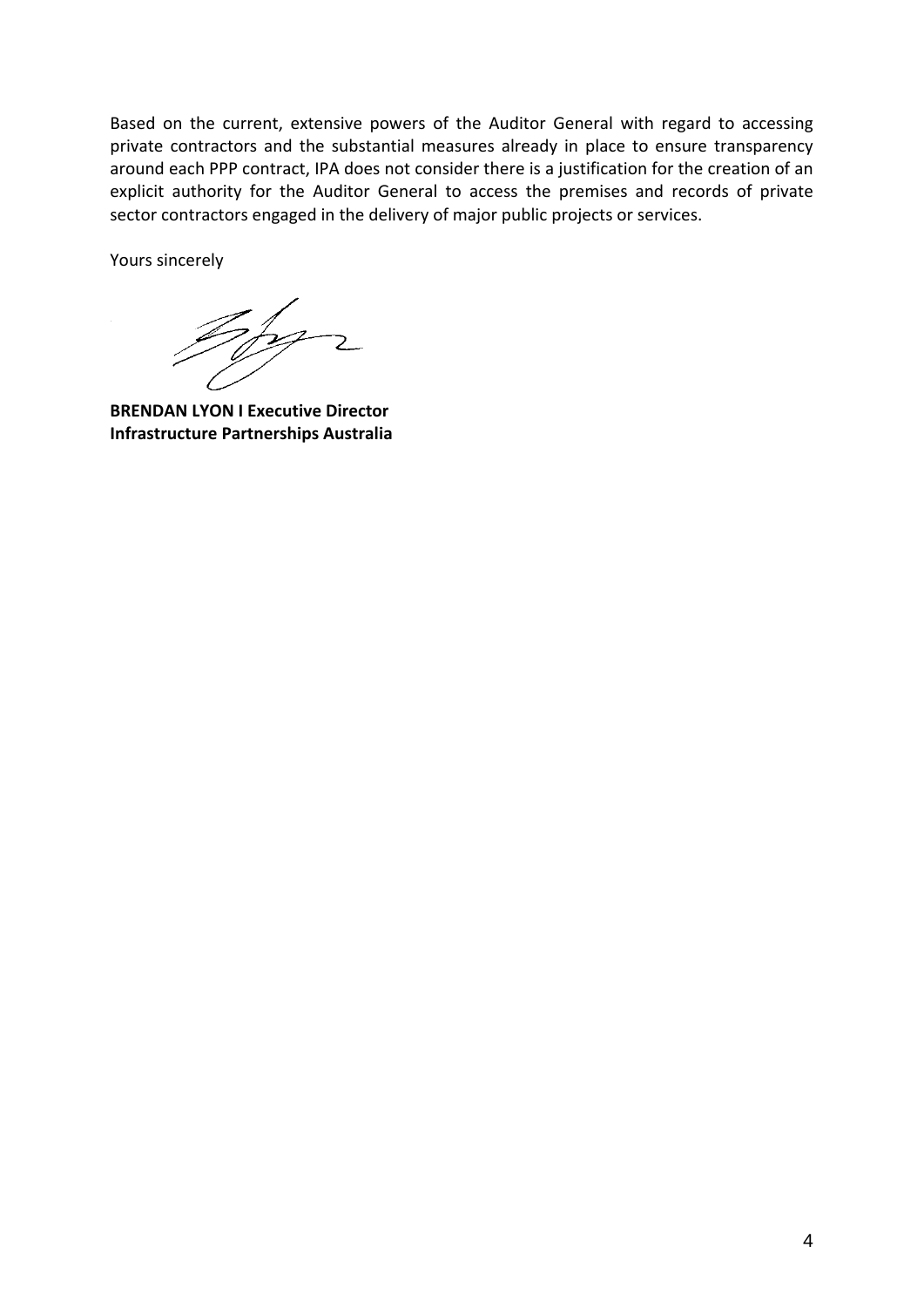Based on the current, extensive powers of the Auditor General with regard to accessing private contractors and the substantial measures already in place to ensure transparency around each PPP contract, IPA does not consider there is a justification for the creation of an explicit authority for the Auditor General to access the premises and records of private sector contractors engaged in the delivery of major public projects or services.

Yours sincerely

**BRENDAN LYON I Executive Director**
**Infrastructure Partnerships Australia**